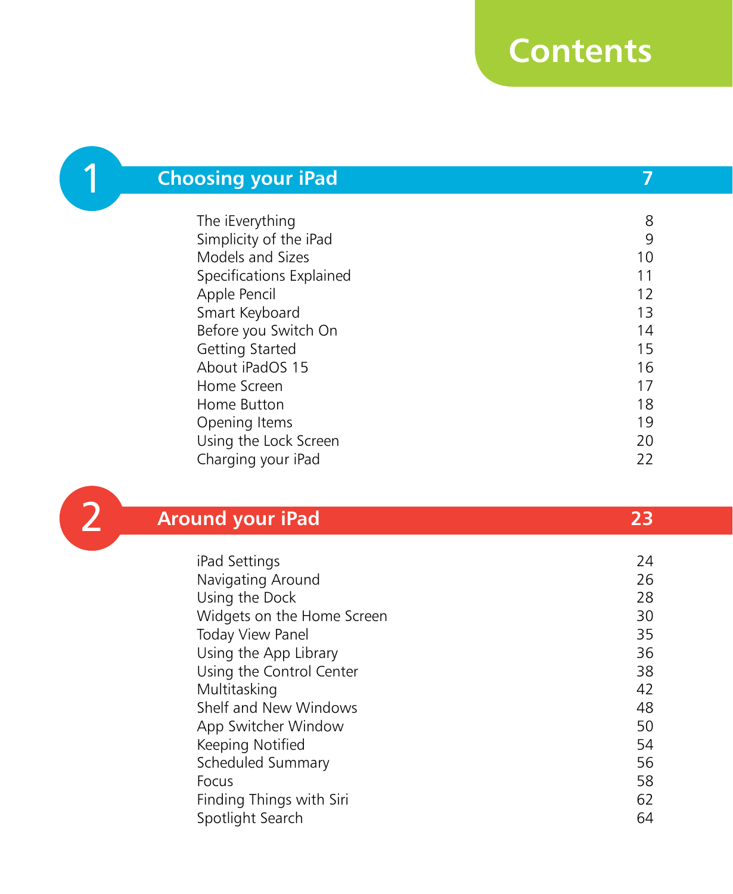# Contents

## 1 Choosing your iPad — 7

| | |
|---|---|
| The iEverything | 8 |
| Simplicity of the iPad | 9 |
| Models and Sizes | 10 |
| Specifications Explained | 11 |
| Apple Pencil | 12 |
| Smart Keyboard | 13 |
| Before you Switch On | 14 |
| Getting Started | 15 |
| About iPadOS 15 | 16 |
| Home Screen | 17 |
| Home Button | 18 |
| Opening Items | 19 |
| Using the Lock Screen | 20 |
| Charging your iPad | 22 |

## 2 Around your iPad — 23

| | |
|---|---|
| iPad Settings | 24 |
| Navigating Around | 26 |
| Using the Dock | 28 |
| Widgets on the Home Screen | 30 |
| Today View Panel | 35 |
| Using the App Library | 36 |
| Using the Control Center | 38 |
| Multitasking | 42 |
| Shelf and New Windows | 48 |
| App Switcher Window | 50 |
| Keeping Notified | 54 |
| Scheduled Summary | 56 |
| Focus | 58 |
| Finding Things with Siri | 62 |
| Spotlight Search | 64 |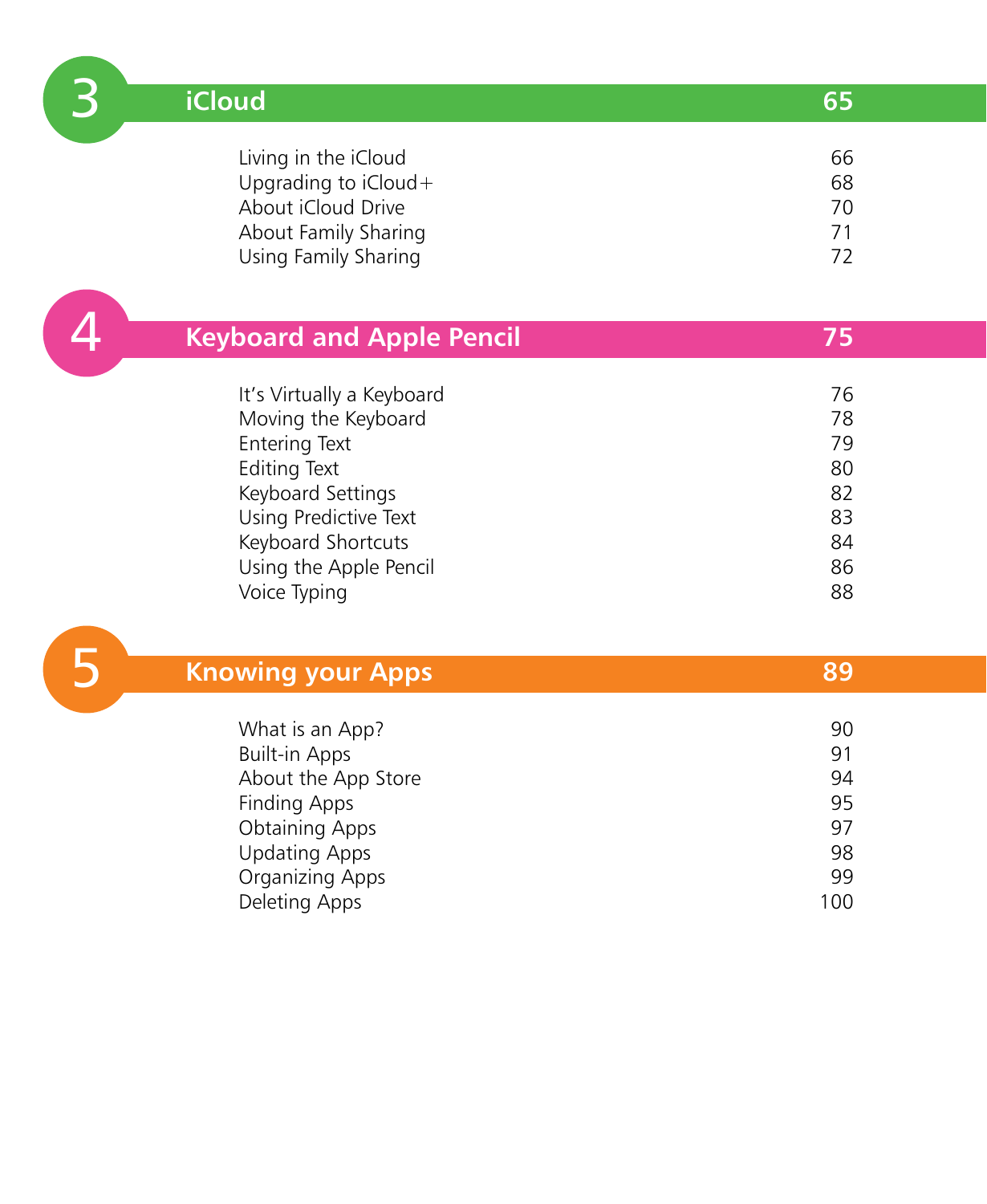## 3 iCloud 65

| | |
|---|---|
| Living in the iCloud | 66 |
| Upgrading to iCloud+ | 68 |
| About iCloud Drive | 70 |
| About Family Sharing | 71 |
| Using Family Sharing | 72 |

## 4 Keyboard and Apple Pencil 75

| | |
|---|---|
| It's Virtually a Keyboard | 76 |
| Moving the Keyboard | 78 |
| Entering Text | 79 |
| Editing Text | 80 |
| Keyboard Settings | 82 |
| Using Predictive Text | 83 |
| Keyboard Shortcuts | 84 |
| Using the Apple Pencil | 86 |
| Voice Typing | 88 |

## 5 Knowing your Apps 89

| | |
|---|---|
| What is an App? | 90 |
| Built-in Apps | 91 |
| About the App Store | 94 |
| Finding Apps | 95 |
| Obtaining Apps | 97 |
| Updating Apps | 98 |
| Organizing Apps | 99 |
| Deleting Apps | 100 |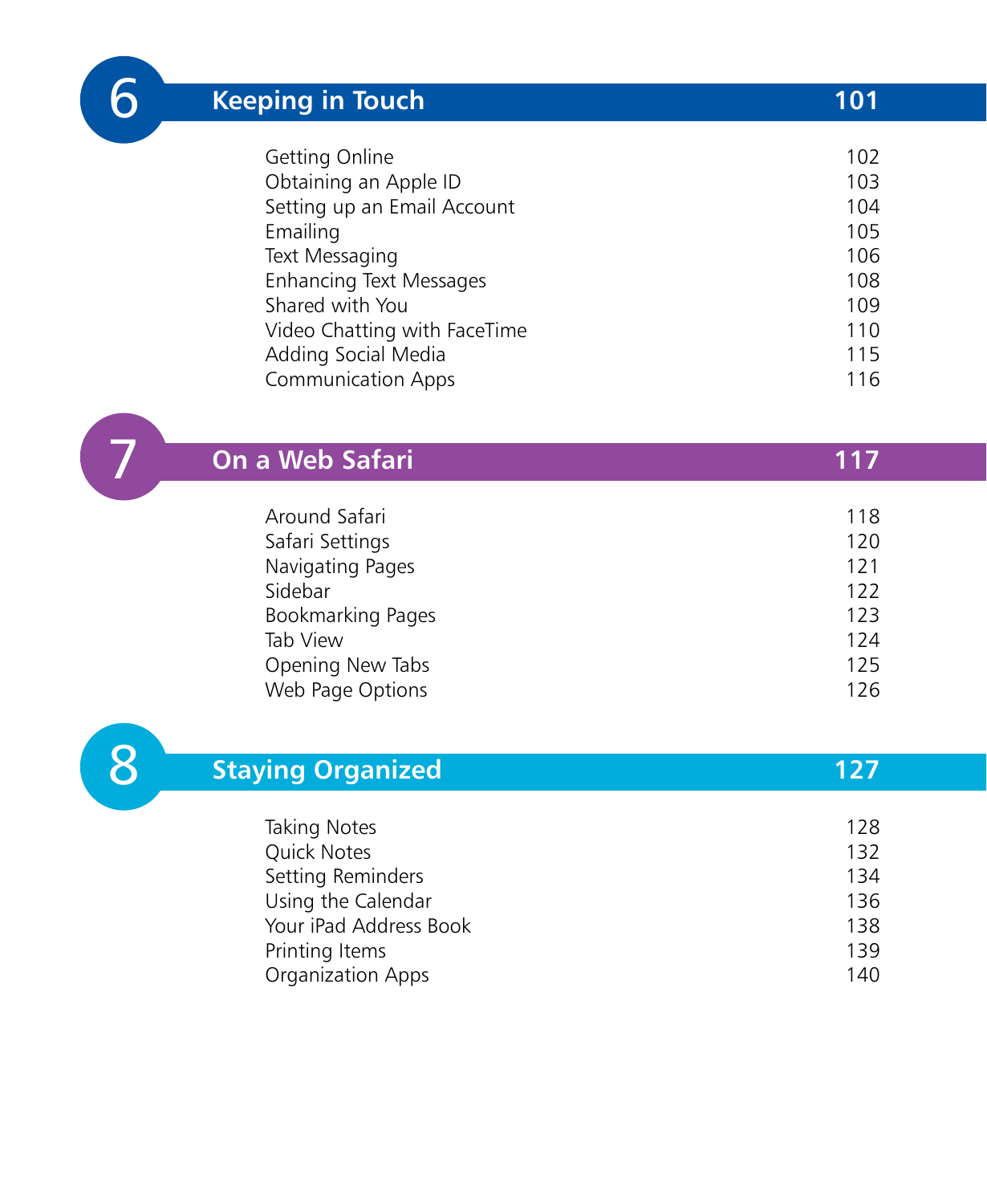## 6 Keeping in Touch 101

| | |
|---|---|
| Getting Online | 102 |
| Obtaining an Apple ID | 103 |
| Setting up an Email Account | 104 |
| Emailing | 105 |
| Text Messaging | 106 |
| Enhancing Text Messages | 108 |
| Shared with You | 109 |
| Video Chatting with FaceTime | 110 |
| Adding Social Media | 115 |
| Communication Apps | 116 |

## 7 On a Web Safari 117

| | |
|---|---|
| Around Safari | 118 |
| Safari Settings | 120 |
| Navigating Pages | 121 |
| Sidebar | 122 |
| Bookmarking Pages | 123 |
| Tab View | 124 |
| Opening New Tabs | 125 |
| Web Page Options | 126 |

## 8 Staying Organized 127

| | |
|---|---|
| Taking Notes | 128 |
| Quick Notes | 132 |
| Setting Reminders | 134 |
| Using the Calendar | 136 |
| Your iPad Address Book | 138 |
| Printing Items | 139 |
| Organization Apps | 140 |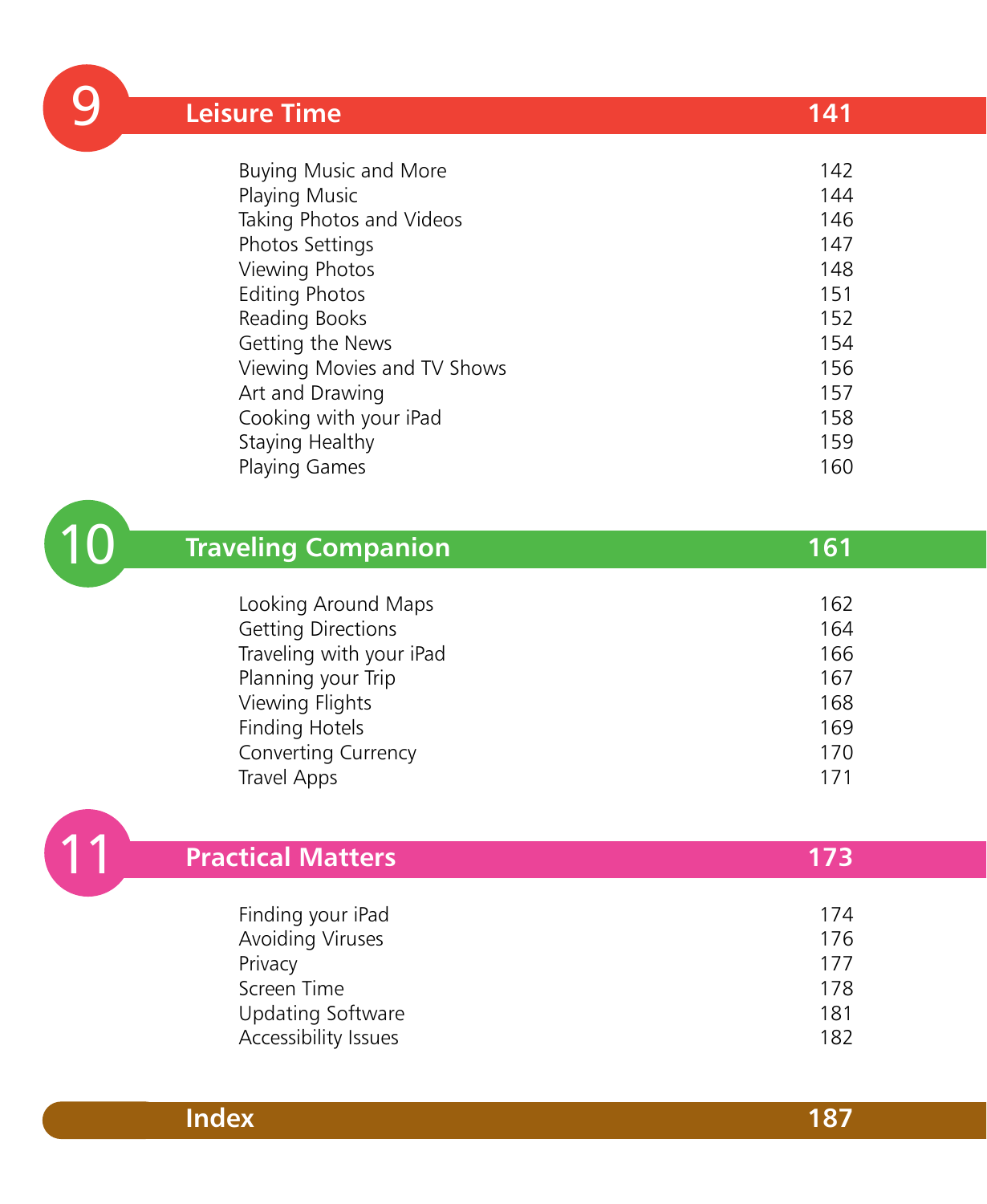## 9 Leisure Time 141

| | |
|---|---|
| Buying Music and More | 142 |
| Playing Music | 144 |
| Taking Photos and Videos | 146 |
| Photos Settings | 147 |
| Viewing Photos | 148 |
| Editing Photos | 151 |
| Reading Books | 152 |
| Getting the News | 154 |
| Viewing Movies and TV Shows | 156 |
| Art and Drawing | 157 |
| Cooking with your iPad | 158 |
| Staying Healthy | 159 |
| Playing Games | 160 |

## 10 Traveling Companion 161

| | |
|---|---|
| Looking Around Maps | 162 |
| Getting Directions | 164 |
| Traveling with your iPad | 166 |
| Planning your Trip | 167 |
| Viewing Flights | 168 |
| Finding Hotels | 169 |
| Converting Currency | 170 |
| Travel Apps | 171 |

## 11 Practical Matters 173

| | |
|---|---|
| Finding your iPad | 174 |
| Avoiding Viruses | 176 |
| Privacy | 177 |
| Screen Time | 178 |
| Updating Software | 181 |
| Accessibility Issues | 182 |

## Index 187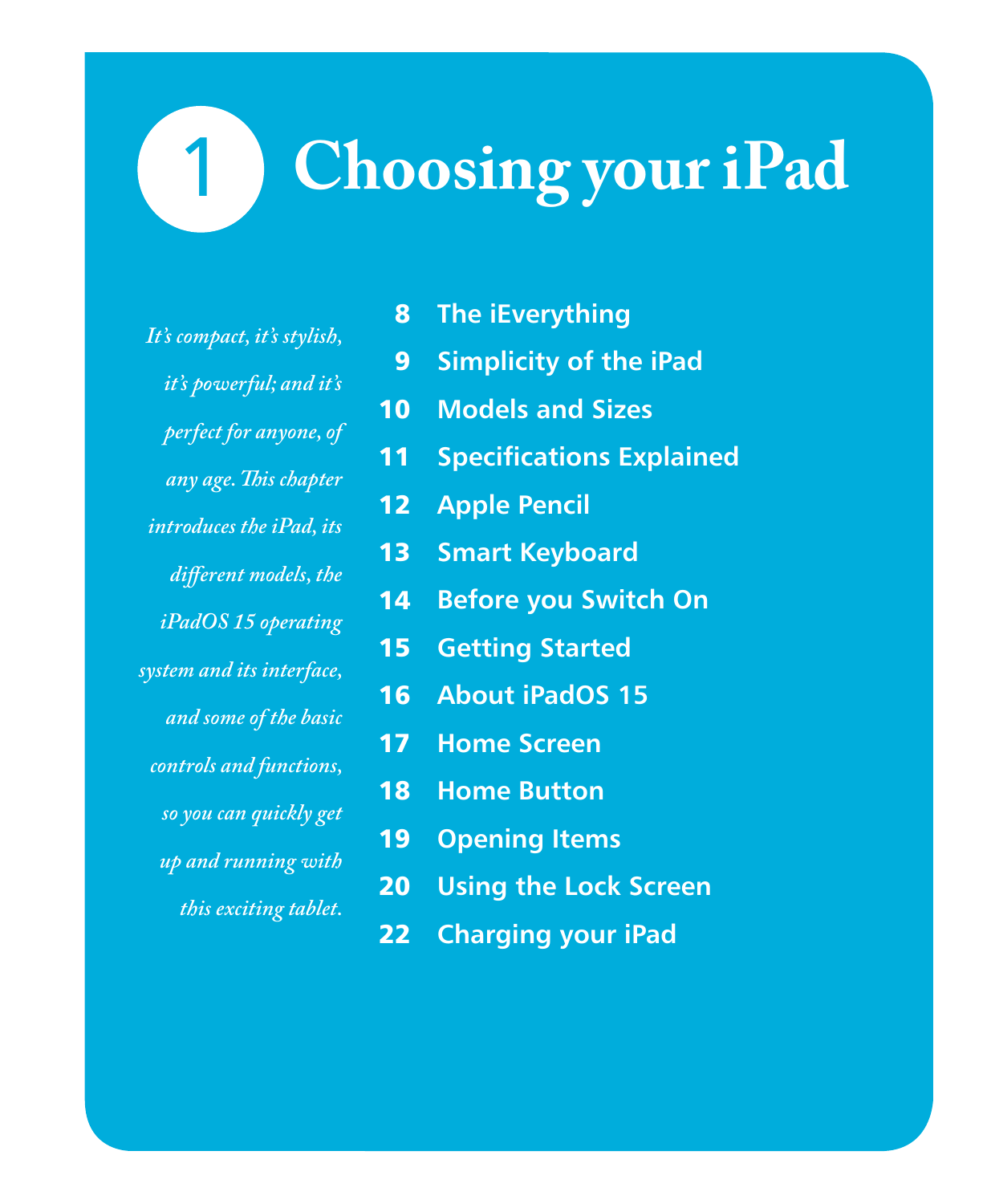# 1 Choosing your iPad

*It's compact, it's stylish, it's powerful; and it's perfect for anyone, of any age. This chapter introduces the iPad, its different models, the iPadOS 15 operating system and its interface, and some of the basic controls and functions, so you can quickly get up and running with this exciting tablet.*

**8** **The iEverything**
**9** **Simplicity of the iPad**
**10** **Models and Sizes**
**11** **Specifications Explained**
**12** **Apple Pencil**
**13** **Smart Keyboard**
**14** **Before you Switch On**
**15** **Getting Started**
**16** **About iPadOS 15**
**17** **Home Screen**
**18** **Home Button**
**19** **Opening Items**
**20** **Using the Lock Screen**
**22** **Charging your iPad**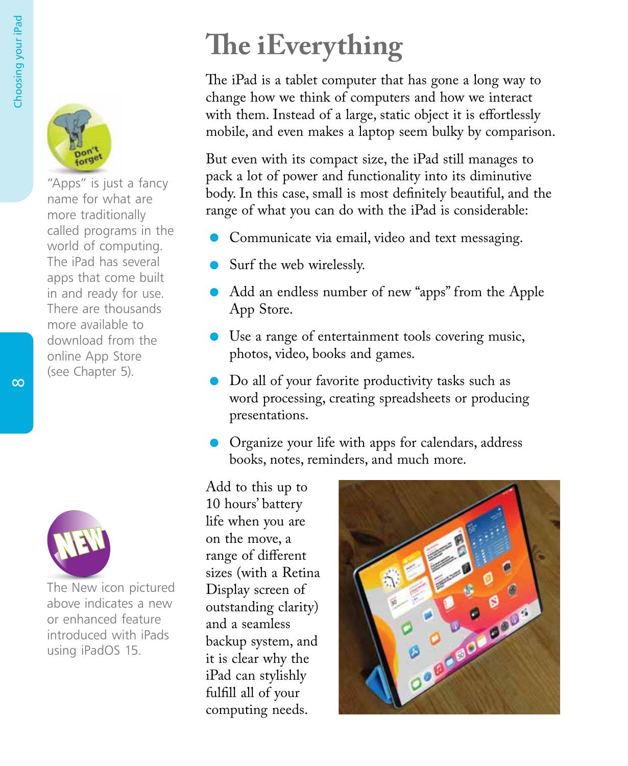# The iEverything

The iPad is a tablet computer that has gone a long way to change how we think of computers and how we interact with them. Instead of a large, static object it is effortlessly mobile, and even makes a laptop seem bulky by comparison.

But even with its compact size, the iPad still manages to pack a lot of power and functionality into its diminutive body. In this case, small is most definitely beautiful, and the range of what you can do with the iPad is considerable:

- Communicate via email, video and text messaging.
- Surf the web wirelessly.
- Add an endless number of new "apps" from the Apple App Store.
- Use a range of entertainment tools covering music, photos, video, books and games.
- Do all of your favorite productivity tasks such as word processing, creating spreadsheets or producing presentations.
- Organize your life with apps for calendars, address books, notes, reminders, and much more.

Add to this up to 10 hours' battery life when you are on the move, a range of different sizes (with a Retina Display screen of outstanding clarity) and a seamless backup system, and it is clear why the iPad can stylishly fulfill all of your computing needs.

**Don't forget**

"Apps" is just a fancy name for what are more traditionally called programs in the world of computing. The iPad has several apps that come built in and ready for use. There are thousands more available to download from the online App Store (see Chapter 5).

**NEW**

The New icon pictured above indicates a new or enhanced feature introduced with iPads using iPadOS 15.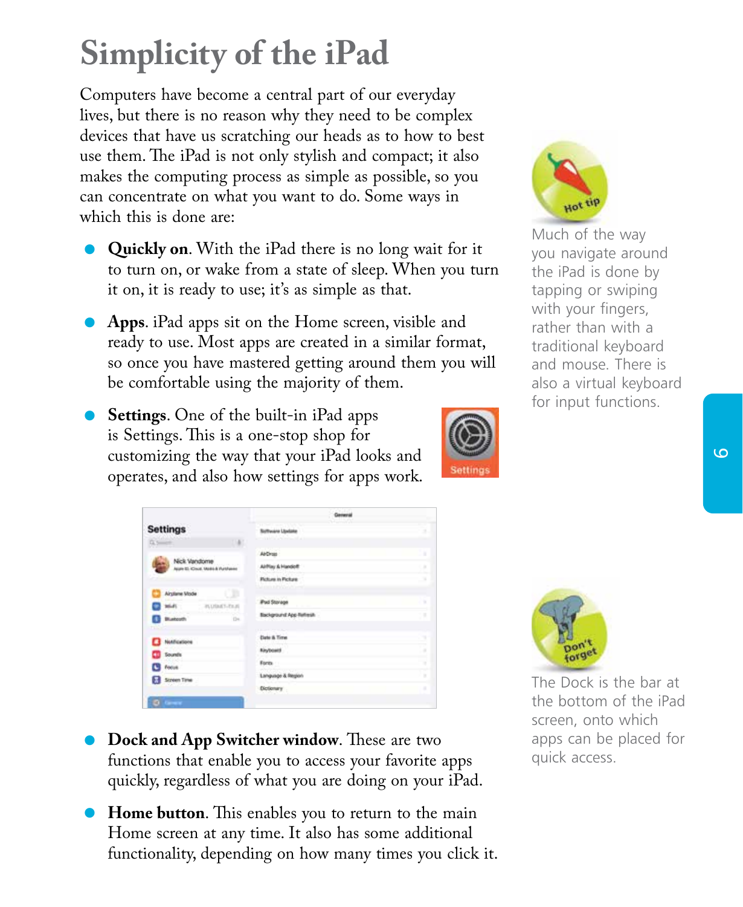# Simplicity of the iPad

Computers have become a central part of our everyday lives, but there is no reason why they need to be complex devices that have us scratching our heads as to how to best use them. The iPad is not only stylish and compact; it also makes the computing process as simple as possible, so you can concentrate on what you want to do. Some ways in which this is done are:

- **Quickly on**. With the iPad there is no long wait for it to turn on, or wake from a state of sleep. When you turn it on, it is ready to use; it's as simple as that.
- **Apps**. iPad apps sit on the Home screen, visible and ready to use. Most apps are created in a similar format, so once you have mastered getting around them you will be comfortable using the majority of them.
- **Settings**. One of the built-in iPad apps is Settings. This is a one-stop shop for customizing the way that your iPad looks and operates, and also how settings for apps work.
- **Dock and App Switcher window**. These are two functions that enable you to access your favorite apps quickly, regardless of what you are doing on your iPad.
- **Home button**. This enables you to return to the main Home screen at any time. It also has some additional functionality, depending on how many times you click it.

Hot tip

Much of the way you navigate around the iPad is done by tapping or swiping with your fingers, rather than with a traditional keyboard and mouse. There is also a virtual keyboard for input functions.

Don't forget

The Dock is the bar at the bottom of the iPad screen, onto which apps can be placed for quick access.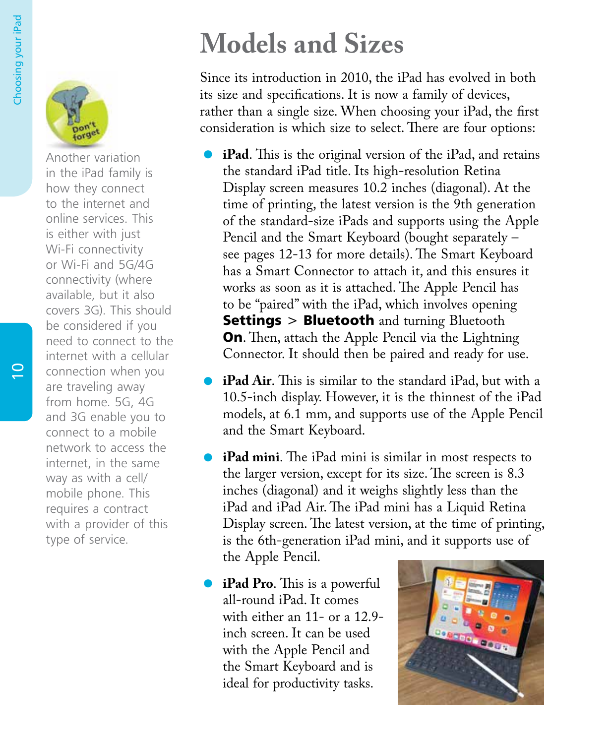# Models and Sizes

Since its introduction in 2010, the iPad has evolved in both its size and specifications. It is now a family of devices, rather than a single size. When choosing your iPad, the first consideration is which size to select. There are four options:

- **iPad**. This is the original version of the iPad, and retains the standard iPad title. Its high-resolution Retina Display screen measures 10.2 inches (diagonal). At the time of printing, the latest version is the 9th generation of the standard-size iPads and supports using the Apple Pencil and the Smart Keyboard (bought separately – see pages 12-13 for more details). The Smart Keyboard has a Smart Connector to attach it, and this ensures it works as soon as it is attached. The Apple Pencil has to be "paired" with the iPad, which involves opening **Settings** > **Bluetooth** and turning Bluetooth **On**. Then, attach the Apple Pencil via the Lightning Connector. It should then be paired and ready for use.
- **iPad Air**. This is similar to the standard iPad, but with a 10.5-inch display. However, it is the thinnest of the iPad models, at 6.1 mm, and supports use of the Apple Pencil and the Smart Keyboard.
- **iPad mini**. The iPad mini is similar in most respects to the larger version, except for its size. The screen is 8.3 inches (diagonal) and it weighs slightly less than the iPad and iPad Air. The iPad mini has a Liquid Retina Display screen. The latest version, at the time of printing, is the 6th-generation iPad mini, and it supports use of the Apple Pencil.
- **iPad Pro**. This is a powerful all-round iPad. It comes with either an 11- or a 12.9-inch screen. It can be used with the Apple Pencil and the Smart Keyboard and is ideal for productivity tasks.

**Don't forget**

Another variation in the iPad family is how they connect to the internet and online services. This is either with just Wi-Fi connectivity or Wi-Fi and 5G/4G connectivity (where available, but it also covers 3G). This should be considered if you need to connect to the internet with a cellular connection when you are traveling away from home. 5G, 4G and 3G enable you to connect to a mobile network to access the internet, in the same way as with a cell/mobile phone. This requires a contract with a provider of this type of service.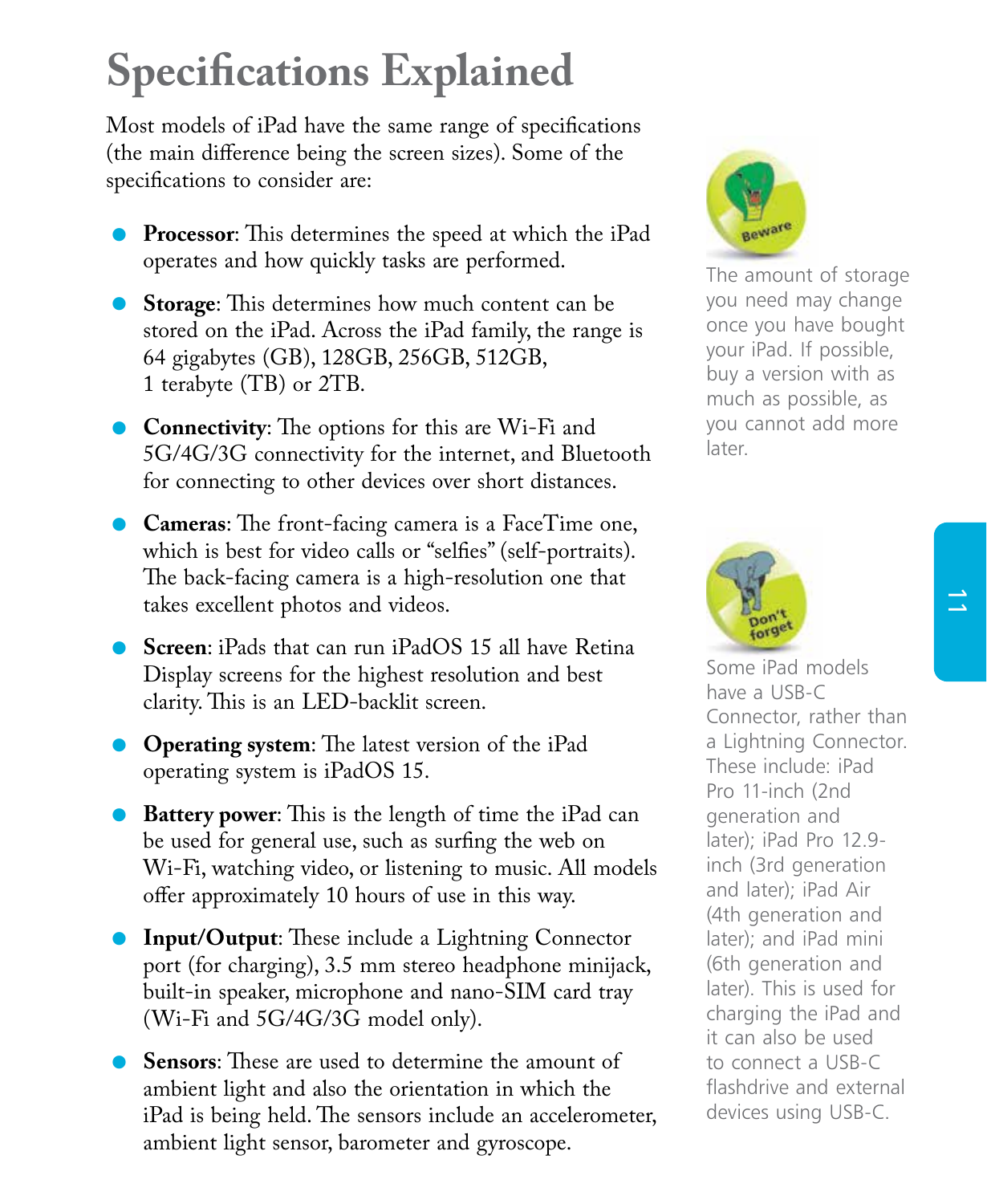# Specifications Explained

Most models of iPad have the same range of specifications (the main difference being the screen sizes). Some of the specifications to consider are:

- **Processor**: This determines the speed at which the iPad operates and how quickly tasks are performed.
- **Storage**: This determines how much content can be stored on the iPad. Across the iPad family, the range is 64 gigabytes (GB), 128GB, 256GB, 512GB, 1 terabyte (TB) or 2TB.
- **Connectivity**: The options for this are Wi-Fi and 5G/4G/3G connectivity for the internet, and Bluetooth for connecting to other devices over short distances.
- **Cameras**: The front-facing camera is a FaceTime one, which is best for video calls or "selfies" (self-portraits). The back-facing camera is a high-resolution one that takes excellent photos and videos.
- **Screen**: iPads that can run iPadOS 15 all have Retina Display screens for the highest resolution and best clarity. This is an LED-backlit screen.
- **Operating system**: The latest version of the iPad operating system is iPadOS 15.
- **Battery power**: This is the length of time the iPad can be used for general use, such as surfing the web on Wi-Fi, watching video, or listening to music. All models offer approximately 10 hours of use in this way.
- **Input/Output**: These include a Lightning Connector port (for charging), 3.5 mm stereo headphone minijack, built-in speaker, microphone and nano-SIM card tray (Wi-Fi and 5G/4G/3G model only).
- **Sensors**: These are used to determine the amount of ambient light and also the orientation in which the iPad is being held. The sensors include an accelerometer, ambient light sensor, barometer and gyroscope.

**Beware**

The amount of storage you need may change once you have bought your iPad. If possible, buy a version with as much as possible, as you cannot add more later.

**Don't forget**

Some iPad models have a USB-C Connector, rather than a Lightning Connector. These include: iPad Pro 11-inch (2nd generation and later); iPad Pro 12.9-inch (3rd generation and later); iPad Air (4th generation and later); and iPad mini (6th generation and later). This is used for charging the iPad and it can also be used to connect a USB-C flashdrive and external devices using USB-C.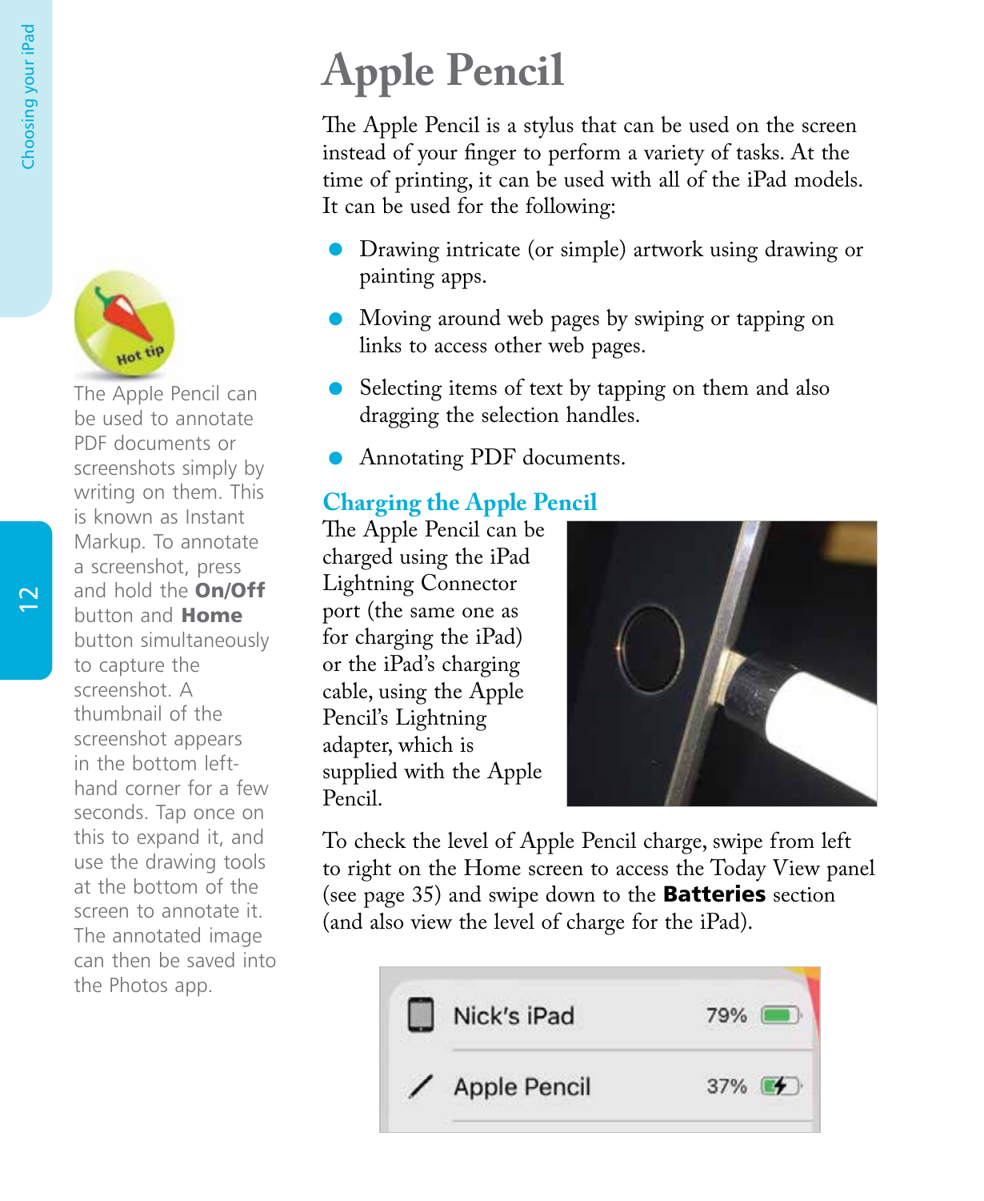# Apple Pencil

The Apple Pencil is a stylus that can be used on the screen instead of your finger to perform a variety of tasks. At the time of printing, it can be used with all of the iPad models. It can be used for the following:

- Drawing intricate (or simple) artwork using drawing or painting apps.
- Moving around web pages by swiping or tapping on links to access other web pages.
- Selecting items of text by tapping on them and also dragging the selection handles.
- Annotating PDF documents.

## Charging the Apple Pencil

The Apple Pencil can be charged using the iPad Lightning Connector port (the same one as for charging the iPad) or the iPad's charging cable, using the Apple Pencil's Lightning adapter, which is supplied with the Apple Pencil.

To check the level of Apple Pencil charge, swipe from left to right on the Home screen to access the Today View panel (see page 35) and swipe down to the **Batteries** section (and also view the level of charge for the iPad).

**Hot tip**

The Apple Pencil can be used to annotate PDF documents or screenshots simply by writing on them. This is known as Instant Markup. To annotate a screenshot, press and hold the **On/Off** button and **Home** button simultaneously to capture the screenshot. A thumbnail of the screenshot appears in the bottom left-hand corner for a few seconds. Tap once on this to expand it, and use the drawing tools at the bottom of the screen to annotate it. The annotated image can then be saved into the Photos app.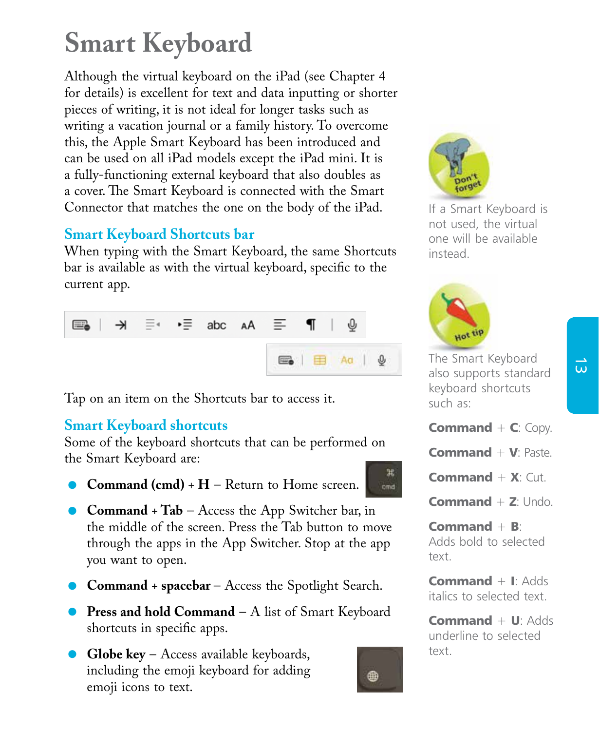# Smart Keyboard

Although the virtual keyboard on the iPad (see Chapter 4 for details) is excellent for text and data inputting or shorter pieces of writing, it is not ideal for longer tasks such as writing a vacation journal or a family history. To overcome this, the Apple Smart Keyboard has been introduced and can be used on all iPad models except the iPad mini. It is a fully-functioning external keyboard that also doubles as a cover. The Smart Keyboard is connected with the Smart Connector that matches the one on the body of the iPad.

## Smart Keyboard Shortcuts bar

When typing with the Smart Keyboard, the same Shortcuts bar is available as with the virtual keyboard, specific to the current app.

Tap on an item on the Shortcuts bar to access it.

## Smart Keyboard shortcuts

Some of the keyboard shortcuts that can be performed on the Smart Keyboard are:

- **Command (cmd) + H** – Return to Home screen.
- **Command + Tab** – Access the App Switcher bar, in the middle of the screen. Press the Tab button to move through the apps in the App Switcher. Stop at the app you want to open.
- **Command + spacebar** – Access the Spotlight Search.
- **Press and hold Command** – A list of Smart Keyboard shortcuts in specific apps.
- **Globe key** – Access available keyboards, including the emoji keyboard for adding emoji icons to text.

**Don't forget**

If a Smart Keyboard is not used, the virtual one will be available instead.

**Hot tip**

The Smart Keyboard also supports standard keyboard shortcuts such as:

**Command** + **C**: Copy.

**Command** + **V**: Paste.

**Command** + **X**: Cut.

**Command** + **Z**: Undo.

**Command** + **B**: Adds bold to selected text.

**Command** + **I**: Adds italics to selected text.

**Command** + **U**: Adds underline to selected text.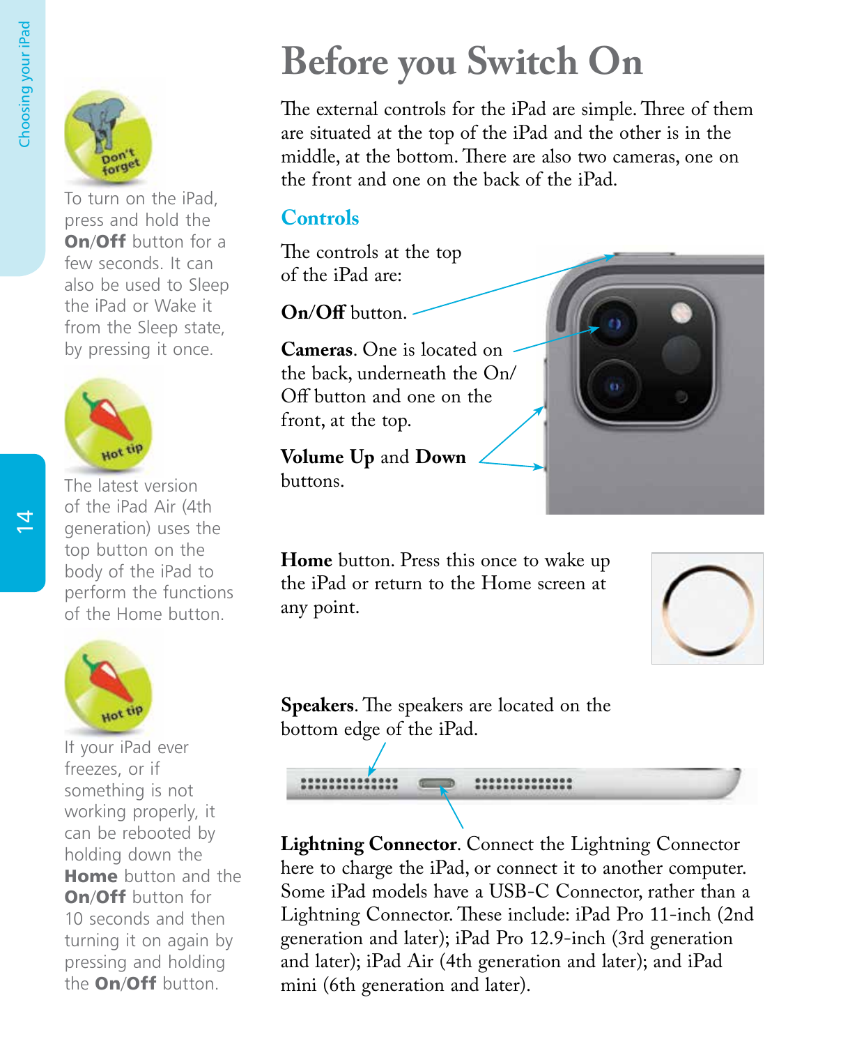# Before you Switch On

The external controls for the iPad are simple. Three of them are situated at the top of the iPad and the other is in the middle, at the bottom. There are also two cameras, one on the front and one on the back of the iPad.

## Controls

The controls at the top of the iPad are:

**On/Off** button.

**Cameras**. One is located on the back, underneath the On/Off button and one on the front, at the top.

**Volume Up** and **Down** buttons.

**Home** button. Press this once to wake up the iPad or return to the Home screen at any point.

**Speakers**. The speakers are located on the bottom edge of the iPad.

**Lightning Connector**. Connect the Lightning Connector here to charge the iPad, or connect it to another computer. Some iPad models have a USB-C Connector, rather than a Lightning Connector. These include: iPad Pro 11-inch (2nd generation and later); iPad Pro 12.9-inch (3rd generation and later); iPad Air (4th generation and later); and iPad mini (6th generation and later).

Don't forget

To turn on the iPad, press and hold the **On/Off** button for a few seconds. It can also be used to Sleep the iPad or Wake it from the Sleep state, by pressing it once.

Hot tip

The latest version of the iPad Air (4th generation) uses the top button on the body of the iPad to perform the functions of the Home button.

Hot tip

If your iPad ever freezes, or if something is not working properly, it can be rebooted by holding down the **Home** button and the **On/Off** button for 10 seconds and then turning it on again by pressing and holding the **On/Off** button.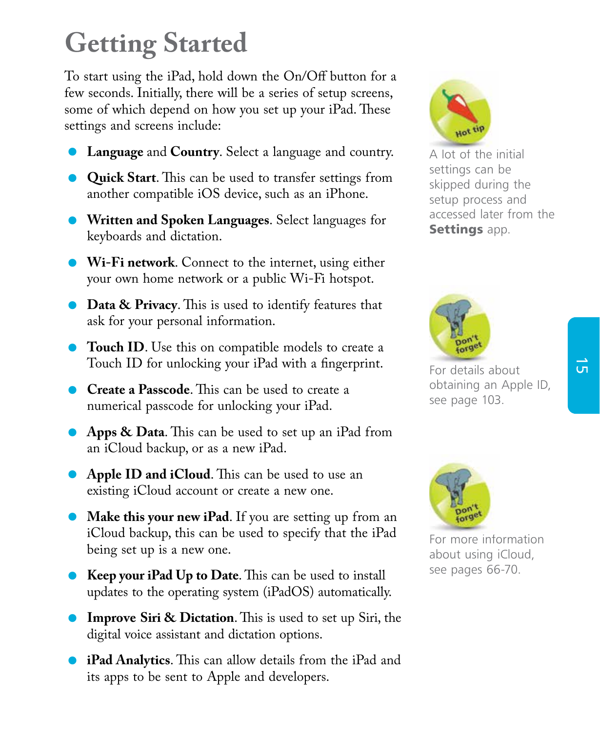# Getting Started

To start using the iPad, hold down the On/Off button for a few seconds. Initially, there will be a series of setup screens, some of which depend on how you set up your iPad. These settings and screens include:

- **Language** and **Country**. Select a language and country.
- **Quick Start**. This can be used to transfer settings from another compatible iOS device, such as an iPhone.
- **Written and Spoken Languages**. Select languages for keyboards and dictation.
- **Wi-Fi network**. Connect to the internet, using either your own home network or a public Wi-Fi hotspot.
- **Data & Privacy**. This is used to identify features that ask for your personal information.
- **Touch ID**. Use this on compatible models to create a Touch ID for unlocking your iPad with a fingerprint.
- **Create a Passcode**. This can be used to create a numerical passcode for unlocking your iPad.
- **Apps & Data**. This can be used to set up an iPad from an iCloud backup, or as a new iPad.
- **Apple ID and iCloud**. This can be used to use an existing iCloud account or create a new one.
- **Make this your new iPad**. If you are setting up from an iCloud backup, this can be used to specify that the iPad being set up is a new one.
- **Keep your iPad Up to Date**. This can be used to install updates to the operating system (iPadOS) automatically.
- **Improve Siri & Dictation**. This is used to set up Siri, the digital voice assistant and dictation options.
- **iPad Analytics**. This can allow details from the iPad and its apps to be sent to Apple and developers.

Hot tip

A lot of the initial settings can be skipped during the setup process and accessed later from the **Settings** app.

Don't forget

For details about obtaining an Apple ID, see page 103.

Don't forget

For more information about using iCloud, see pages 66-70.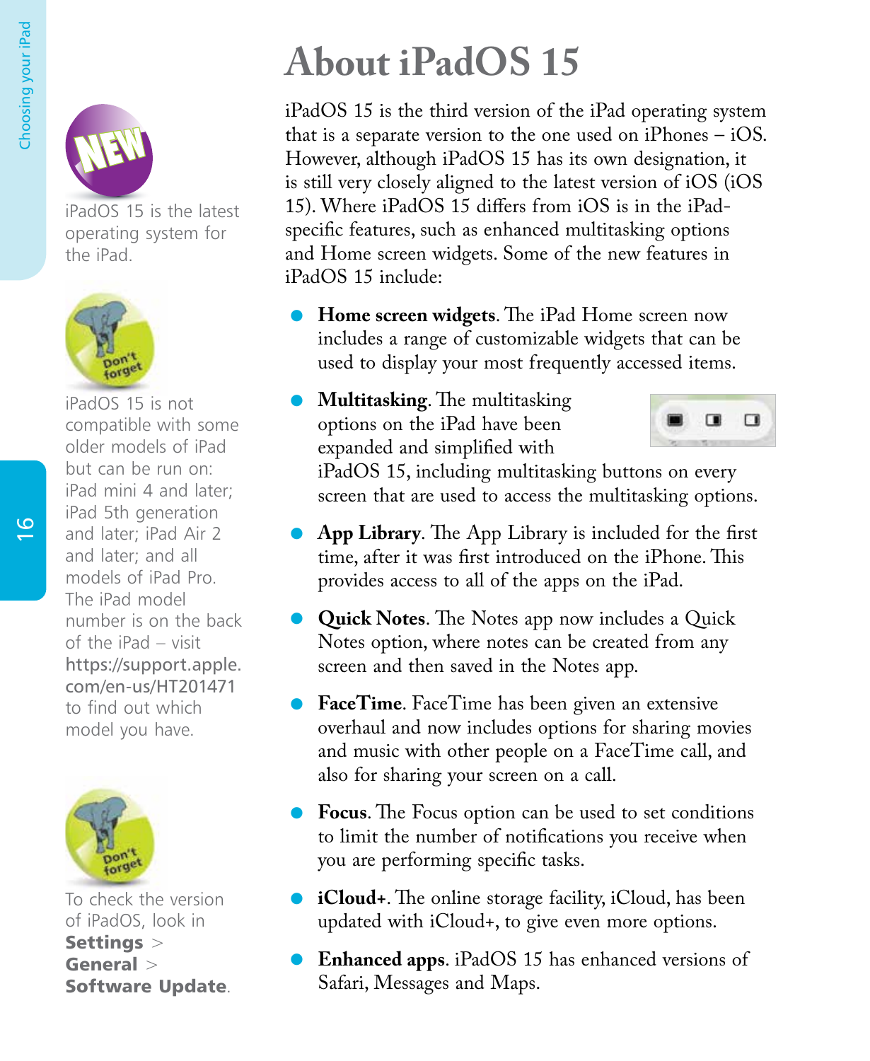# About iPadOS 15

iPadOS 15 is the third version of the iPad operating system that is a separate version to the one used on iPhones – iOS. However, although iPadOS 15 has its own designation, it is still very closely aligned to the latest version of iOS (iOS 15). Where iPadOS 15 differs from iOS is in the iPad-specific features, such as enhanced multitasking options and Home screen widgets. Some of the new features in iPadOS 15 include:

- **Home screen widgets**. The iPad Home screen now includes a range of customizable widgets that can be used to display your most frequently accessed items.
- **Multitasking**. The multitasking options on the iPad have been expanded and simplified with iPadOS 15, including multitasking buttons on every screen that are used to access the multitasking options.
- **App Library**. The App Library is included for the first time, after it was first introduced on the iPhone. This provides access to all of the apps on the iPad.
- **Quick Notes**. The Notes app now includes a Quick Notes option, where notes can be created from any screen and then saved in the Notes app.
- **FaceTime**. FaceTime has been given an extensive overhaul and now includes options for sharing movies and music with other people on a FaceTime call, and also for sharing your screen on a call.
- **Focus**. The Focus option can be used to set conditions to limit the number of notifications you receive when you are performing specific tasks.
- **iCloud+**. The online storage facility, iCloud, has been updated with iCloud+, to give even more options.
- **Enhanced apps**. iPadOS 15 has enhanced versions of Safari, Messages and Maps.

NEW

iPadOS 15 is the latest operating system for the iPad.

Don't forget

iPadOS 15 is not compatible with some older models of iPad but can be run on: iPad mini 4 and later; iPad 5th generation and later; iPad Air 2 and later; and all models of iPad Pro. The iPad model number is on the back of the iPad – visit https://support.apple.com/en-us/HT201471 to find out which model you have.

Don't forget

To check the version of iPadOS, look in **Settings** > **General** > **Software Update**.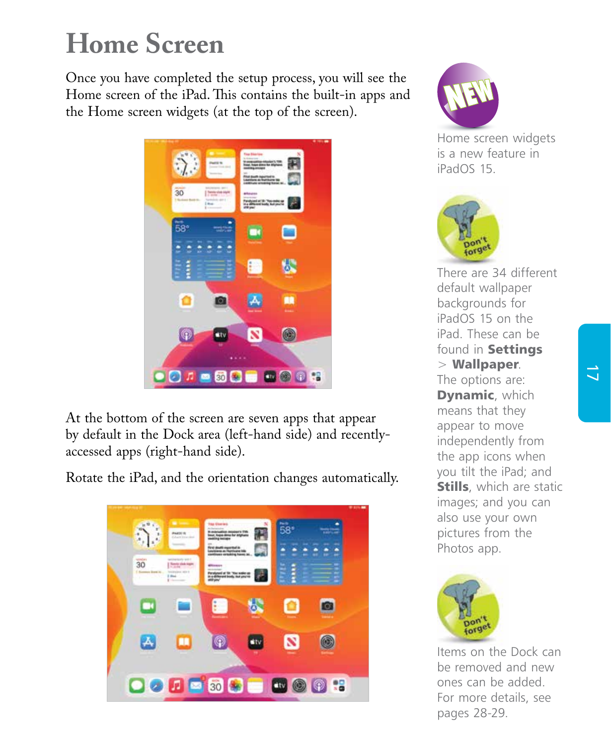# Home Screen

Once you have completed the setup process, you will see the Home screen of the iPad. This contains the built-in apps and the Home screen widgets (at the top of the screen).

At the bottom of the screen are seven apps that appear by default in the Dock area (left-hand side) and recently-accessed apps (right-hand side).

Rotate the iPad, and the orientation changes automatically.

Home screen widgets is a new feature in iPadOS 15.

There are 34 different default wallpaper backgrounds for iPadOS 15 on the iPad. These can be found in **Settings** > **Wallpaper**. The options are: **Dynamic**, which means that they appear to move independently from the app icons when you tilt the iPad; and **Stills**, which are static images; and you can also use your own pictures from the Photos app.

Items on the Dock can be removed and new ones can be added. For more details, see pages 28-29.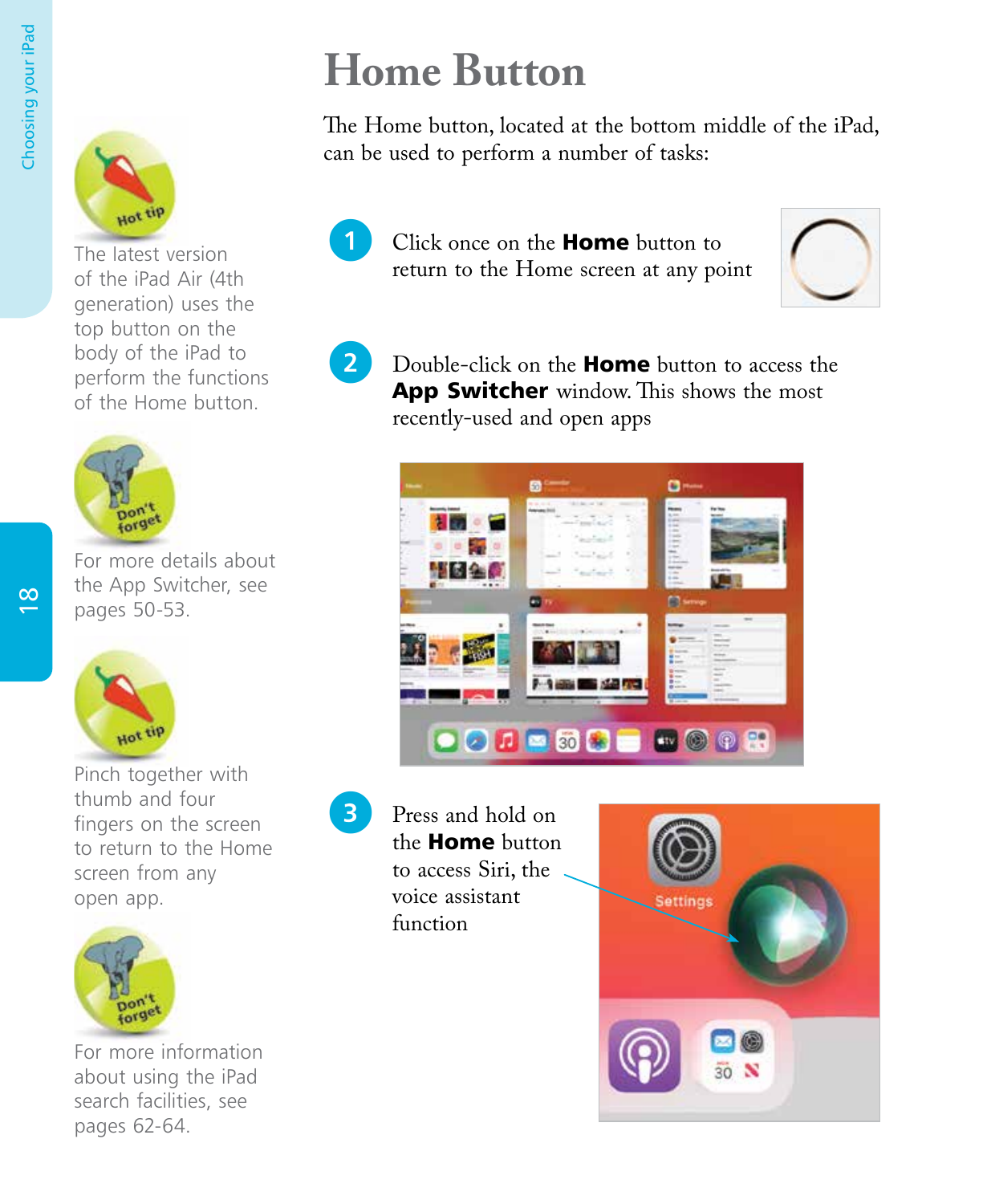# Home Button

The Home button, located at the bottom middle of the iPad, can be used to perform a number of tasks:

1. Click once on the **Home** button to return to the Home screen at any point

2. Double-click on the **Home** button to access the **App Switcher** window. This shows the most recently-used and open apps

3. Press and hold on the **Home** button to access Siri, the voice assistant function

**Hot tip**

The latest version of the iPad Air (4th generation) uses the top button on the body of the iPad to perform the functions of the Home button.

**Don't forget**

For more details about the App Switcher, see pages 50-53.

**Hot tip**

Pinch together with thumb and four fingers on the screen to return to the Home screen from any open app.

**Don't forget**

For more information about using the iPad search facilities, see pages 62-64.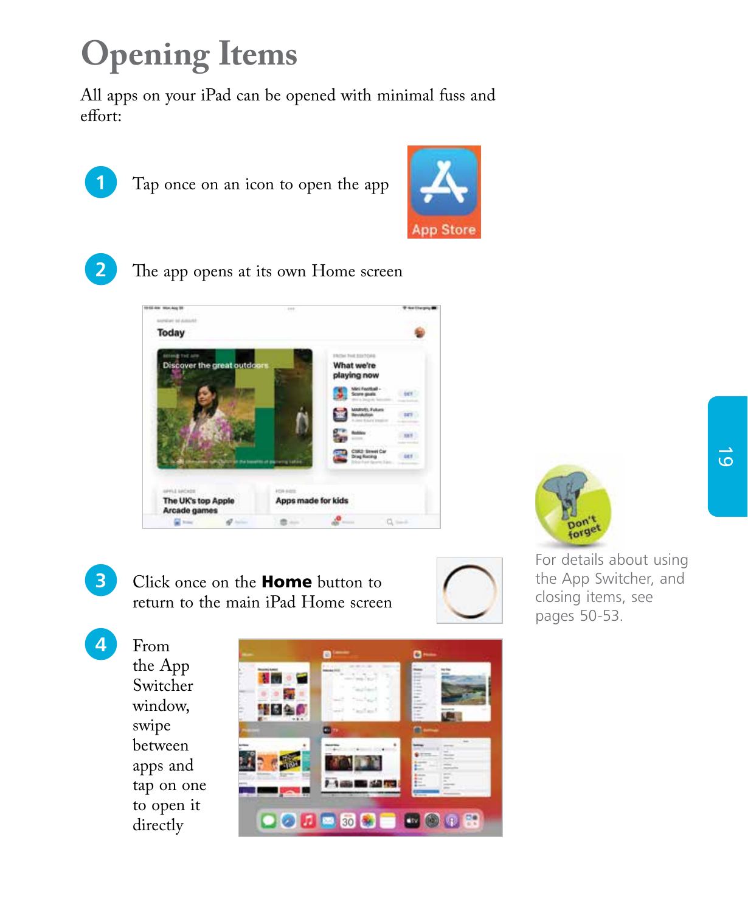# Opening Items

All apps on your iPad can be opened with minimal fuss and effort:

1. Tap once on an icon to open the app

2. The app opens at its own Home screen

3. Click once on the **Home** button to return to the main iPad Home screen

4. From the App Switcher window, swipe between apps and tap on one to open it directly

Don't forget

For details about using the App Switcher, and closing items, see pages 50-53.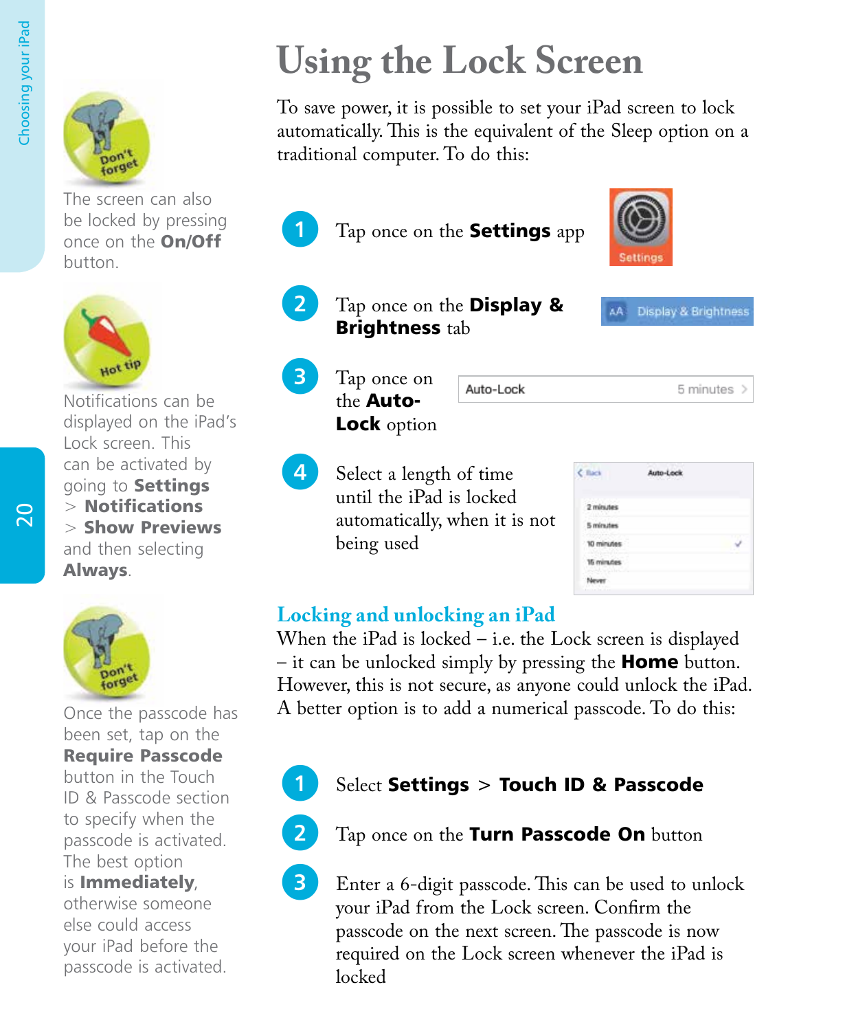# Using the Lock Screen

To save power, it is possible to set your iPad screen to lock automatically. This is the equivalent of the Sleep option on a traditional computer. To do this:

1. Tap once on the **Settings** app
2. Tap once on the **Display & Brightness** tab
3. Tap once on the **Auto-Lock** option
4. Select a length of time until the iPad is locked automatically, when it is not being used

## Locking and unlocking an iPad

When the iPad is locked – i.e. the Lock screen is displayed – it can be unlocked simply by pressing the **Home** button. However, this is not secure, as anyone could unlock the iPad. A better option is to add a numerical passcode. To do this:

1. Select **Settings** > **Touch ID & Passcode**
2. Tap once on the **Turn Passcode On** button
3. Enter a 6-digit passcode. This can be used to unlock your iPad from the Lock screen. Confirm the passcode on the next screen. The passcode is now required on the Lock screen whenever the iPad is locked

**Don't forget**

The screen can also be locked by pressing once on the **On/Off** button.

**Hot tip**

Notifications can be displayed on the iPad's Lock screen. This can be activated by going to **Settings** > **Notifications** > **Show Previews** and then selecting **Always**.

**Don't forget**

Once the passcode has been set, tap on the **Require Passcode** button in the Touch ID & Passcode section to specify when the passcode is activated. The best option is **Immediately**, otherwise someone else could access your iPad before the passcode is activated.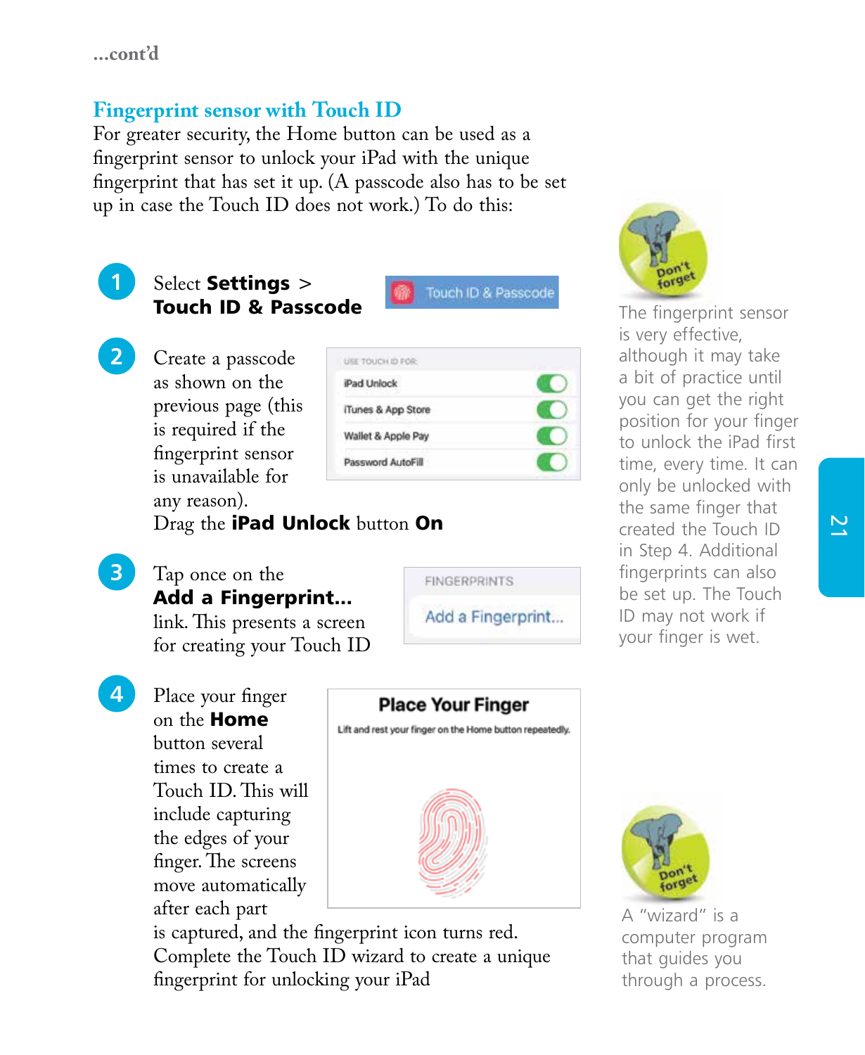...cont'd

## Fingerprint sensor with Touch ID

For greater security, the Home button can be used as a fingerprint sensor to unlock your iPad with the unique fingerprint that has set it up. (A passcode also has to be set up in case the Touch ID does not work.) To do this:

1. Select **Settings** > **Touch ID & Passcode**

2. Create a passcode as shown on the previous page (this is required if the fingerprint sensor is unavailable for any reason). Drag the **iPad Unlock** button **On**

3. Tap once on the **Add a Fingerprint...** link. This presents a screen for creating your Touch ID

4. Place your finger on the **Home** button several times to create a Touch ID. This will include capturing the edges of your finger. The screens move automatically after each part is captured, and the fingerprint icon turns red. Complete the Touch ID wizard to create a unique fingerprint for unlocking your iPad

**Don't forget**

The fingerprint sensor is very effective, although it may take a bit of practice until you can get the right position for your finger to unlock the iPad first time, every time. It can only be unlocked with the same finger that created the Touch ID in Step 4. Additional fingerprints can also be set up. The Touch ID may not work if your finger is wet.

**Don't forget**

A "wizard" is a computer program that guides you through a process.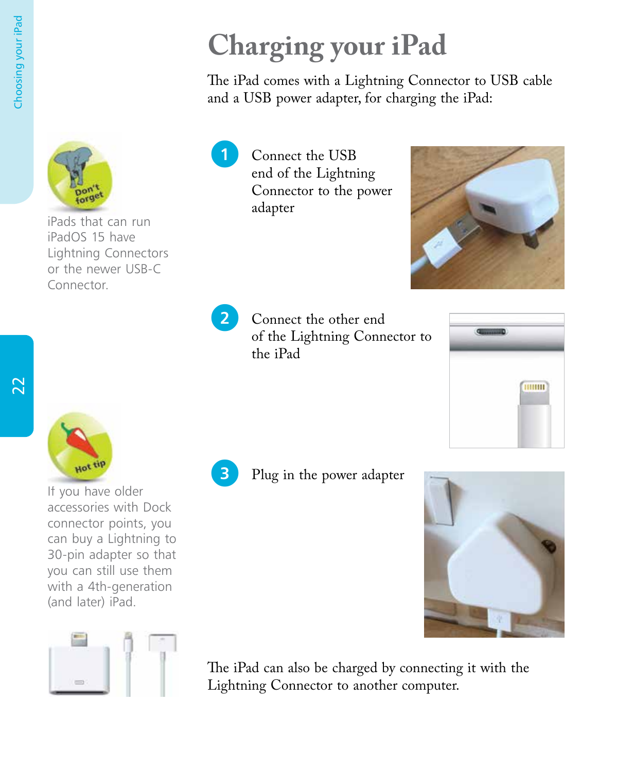# Charging your iPad

The iPad comes with a Lightning Connector to USB cable and a USB power adapter, for charging the iPad:

1. Connect the USB end of the Lightning Connector to the power adapter

2. Connect the other end of the Lightning Connector to the iPad

3. Plug in the power adapter

The iPad can also be charged by connecting it with the Lightning Connector to another computer.

**Don't forget**

iPads that can run iPadOS 15 have Lightning Connectors or the newer USB-C Connector.

**Hot tip**

If you have older accessories with Dock connector points, you can buy a Lightning to 30-pin adapter so that you can still use them with a 4th-generation (and later) iPad.